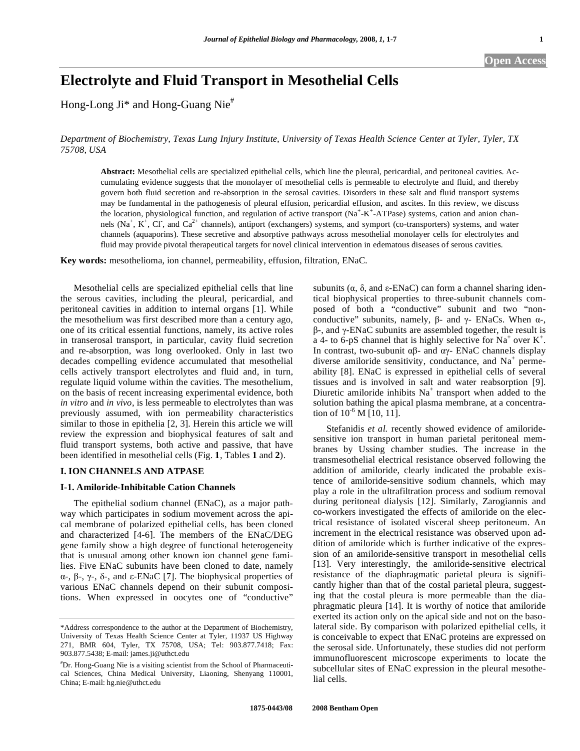Open Access

# Electrolyte and Fluid Transport in Mesothelial Cells

Hong-Long Ji* and Hong-Guang Nie[#]

*Department of Biochemistry, Texas Lung Injury Institute, University of Texas Health Science Center at Tyler, Tyler, TX 75708, USA*

**Abstract:** Mesothelial cells are specialized epithelial cells, which line the pleural, pericardial, and peritoneal cavities. Accumulating evidence suggests that the monolayer of mesothelial cells is permeable to electrolyte and fluid, and thereby govern both fluid secretion and re-absorption in the serosal cavities. Disorders in these salt and fluid transport systems may be fundamental in the pathogenesis of pleural effusion, pericardial effusion, and ascites. In this review, we discuss the location, physiological function, and regulation of active transport ($Na^+$-$K^+$-ATPase) systems, cation and anion channels ($Na^+$, $K^+$, $Cl^-$, and $Ca^{2+}$ channels), antiport (exchangers) systems, and symport (co-transporters) systems, and water channels (aquaporins). These secretive and absorptive pathways across mesothelial monolayer cells for electrolytes and fluid may provide pivotal therapeutical targets for novel clinical intervention in edematous diseases of serous cavities.

**Key words:** mesothelioma, ion channel, permeability, effusion, filtration, ENaC.

Mesothelial cells are specialized epithelial cells that line the serous cavities, including the pleural, pericardial, and peritoneal cavities in addition to internal organs [1]. While the mesothelium was first described more than a century ago, one of its critical essential functions, namely, its active roles in transerosal transport, in particular, cavity fluid secretion and re-absorption, was long overlooked. Only in last two decades compelling evidence accumulated that mesothelial cells actively transport electrolytes and fluid and, in turn, regulate liquid volume within the cavities. The mesothelium, on the basis of recent increasing experimental evidence, both *in vitro* and *in vivo*, is less permeable to electrolytes than was previously assumed, with ion permeability characteristics similar to those in epithelia [2, 3]. Herein this article we will review the expression and biophysical features of salt and fluid transport systems, both active and passive, that have been identified in mesothelial cells (Fig. **1**, Tables **1** and **2**).

## I. ION CHANNELS AND ATPASE

### I-1. Amiloride-Inhibitable Cation Channels

The epithelial sodium channel (ENaC), as a major pathway which participates in sodium movement across the apical membrane of polarized epithelial cells, has been cloned and characterized [4-6]. The members of the ENaC/DEG gene family show a high degree of functional heterogeneity that is unusual among other known ion channel gene families. Five ENaC subunits have been cloned to date, namely α-, β-, γ-, δ-, and ε-ENaC [7]. The biophysical properties of various ENaC channels depend on their subunit compositions. When expressed in oocytes one of "conductive" subunits (α, δ, and ε-ENaC) can form a channel sharing identical biophysical properties to three-subunit channels composed of both a "conductive" subunit and two "non-conductive" subunits, namely, β- and γ- ENaCs. When α-, β-, and γ-ENaC subunits are assembled together, the result is a 4- to 6-pS channel that is highly selective for $Na^+$ over $K^+$. In contrast, two-subunit αβ- and αγ- ENaC channels display diverse amiloride sensitivity, conductance, and $Na^+$ permeability [8]. ENaC is expressed in epithelial cells of several tissues and is involved in salt and water reabsorption [9]. Diuretic amiloride inhibits $Na^+$ transport when added to the solution bathing the apical plasma membrane, at a concentration of $10^{-6}$ M [10, 11].

Stefanidis *et al.* recently showed evidence of amiloride-sensitive ion transport in human parietal peritoneal membranes by Ussing chamber studies. The increase in the transmesothelial electrical resistance observed following the addition of amiloride, clearly indicated the probable existence of amiloride-sensitive sodium channels, which may play a role in the ultrafiltration process and sodium removal during peritoneal dialysis [12]. Similarly, Zarogiannis and co-workers investigated the effects of amiloride on the electrical resistance of isolated visceral sheep peritoneum. An increment in the electrical resistance was observed upon addition of amiloride which is further indicative of the expression of an amiloride-sensitive transport in mesothelial cells [13]. Very interestingly, the amiloride-sensitive electrical resistance of the diaphragmatic parietal pleura is significantly higher than that of the costal parietal pleura, suggesting that the costal pleura is more permeable than the diaphragmatic pleura [14]. It is worthy of notice that amiloride exerted its action only on the apical side and not on the basolateral side. By comparison with polarized epithelial cells, it is conceivable to expect that ENaC proteins are expressed on the serosal side. Unfortunately, these studies did not perform immunofluorescent microscope experiments to locate the subcellular sites of ENaC expression in the pleural mesothelial cells.

---

*Address correspondence to the author at the Department of Biochemistry, University of Texas Health Science Center at Tyler, 11937 US Highway 271, BMR 604, Tyler, TX 75708, USA; Tel: 903.877.7418; Fax: 903.877.5438; E-mail: james.ji@uthct.edu

[#]Dr. Hong-Guang Nie is a visiting scientist from the School of Pharmaceutical Sciences, China Medical University, Liaoning, Shenyang 110001, China; E-mail: hg.nie@uthct.edu

1875-0443/08 2008 Bentham Open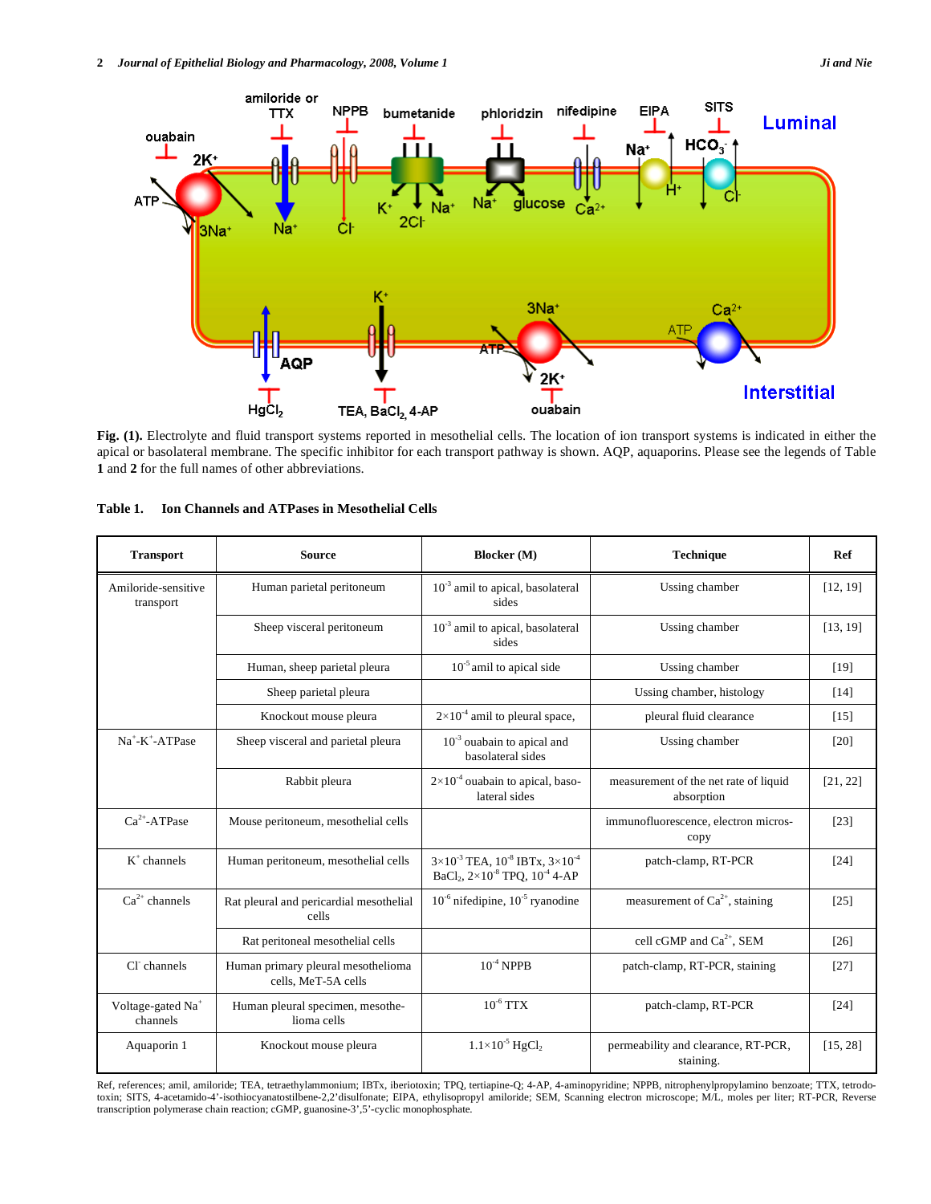**Fig. (1).** Electrolyte and fluid transport systems reported in mesothelial cells. The location of ion transport systems is indicated in either the apical or basolateral membrane. The specific inhibitor for each transport pathway is shown. AQP, aquaporins. Please see the legends of Table **1** and **2** for the full names of other abbreviations.

**Table 1. Ion Channels and ATPases in Mesothelial Cells**

| Transport | Source | Blocker (M) | Technique | Ref |
|---|---|---|---|---|
| Amiloride-sensitive transport | Human parietal peritoneum | $10^{-3}$ amil to apical, basolateral sides | Ussing chamber | [12, 19] |
| | Sheep visceral peritoneum | $10^{-3}$ amil to apical, basolateral sides | Ussing chamber | [13, 19] |
| | Human, sheep parietal pleura | $10^{-5}$ amil to apical side | Ussing chamber | [19] |
| | Sheep parietal pleura | | Ussing chamber, histology | [14] |
| | Knockout mouse pleura | $2\times10^{-4}$ amil to pleural space, | pleural fluid clearance | [15] |
| $Na^+$-$K^+$-ATPase | Sheep visceral and parietal pleura | $10^{-3}$ ouabain to apical and basolateral sides | Ussing chamber | [20] |
| | Rabbit pleura | $2\times10^{-4}$ ouabain to apical, basolateral sides | measurement of the net rate of liquid absorption | [21, 22] |
| $Ca^{2+}$-ATPase | Mouse peritoneum, mesothelial cells | | immunofluorescence, electron microscopy | [23] |
| $K^+$ channels | Human peritoneum, mesothelial cells | $3\times10^{-3}$ TEA, $10^{-8}$ IBTx, $3\times10^{-4}$ $BaCl_2$, $2\times10^{-8}$ TPQ, $10^{-4}$ 4-AP | patch-clamp, RT-PCR | [24] |
| $Ca^{2+}$ channels | Rat pleural and pericardial mesothelial cells | $10^{-6}$ nifedipine, $10^{-5}$ ryanodine | measurement of $Ca^{2+}$, staining | [25] |
| | Rat peritoneal mesothelial cells | | cell cGMP and $Ca^{2+}$, SEM | [26] |
| $Cl^-$ channels | Human primary pleural mesothelioma cells, MeT-5A cells | $10^{-4}$ NPPB | patch-clamp, RT-PCR, staining | [27] |
| Voltage-gated $Na^+$ channels | Human pleural specimen, mesothelioma cells | $10^{-6}$ TTX | patch-clamp, RT-PCR | [24] |
| Aquaporin 1 | Knockout mouse pleura | $1.1\times10^{-5}$ $HgCl_2$ | permeability and clearance, RT-PCR, staining. | [15, 28] |

Ref, references; amil, amiloride; TEA, tetraethylammonium; IBTx, iberiotoxin; TPQ, tertiapine-Q; 4-AP, 4-aminopyridine; NPPB, nitrophenylpropylamino benzoate; TTX, tetrodotoxin; SITS, 4-acetamido-4'-isothiocyanatostilbene-2,2'disulfonate; EIPA, ethylisopropyl amiloride; SEM, Scanning electron microscope; M/L, moles per liter; RT-PCR, Reverse transcription polymerase chain reaction; cGMP, guanosine-3',5'-cyclic monophosphate.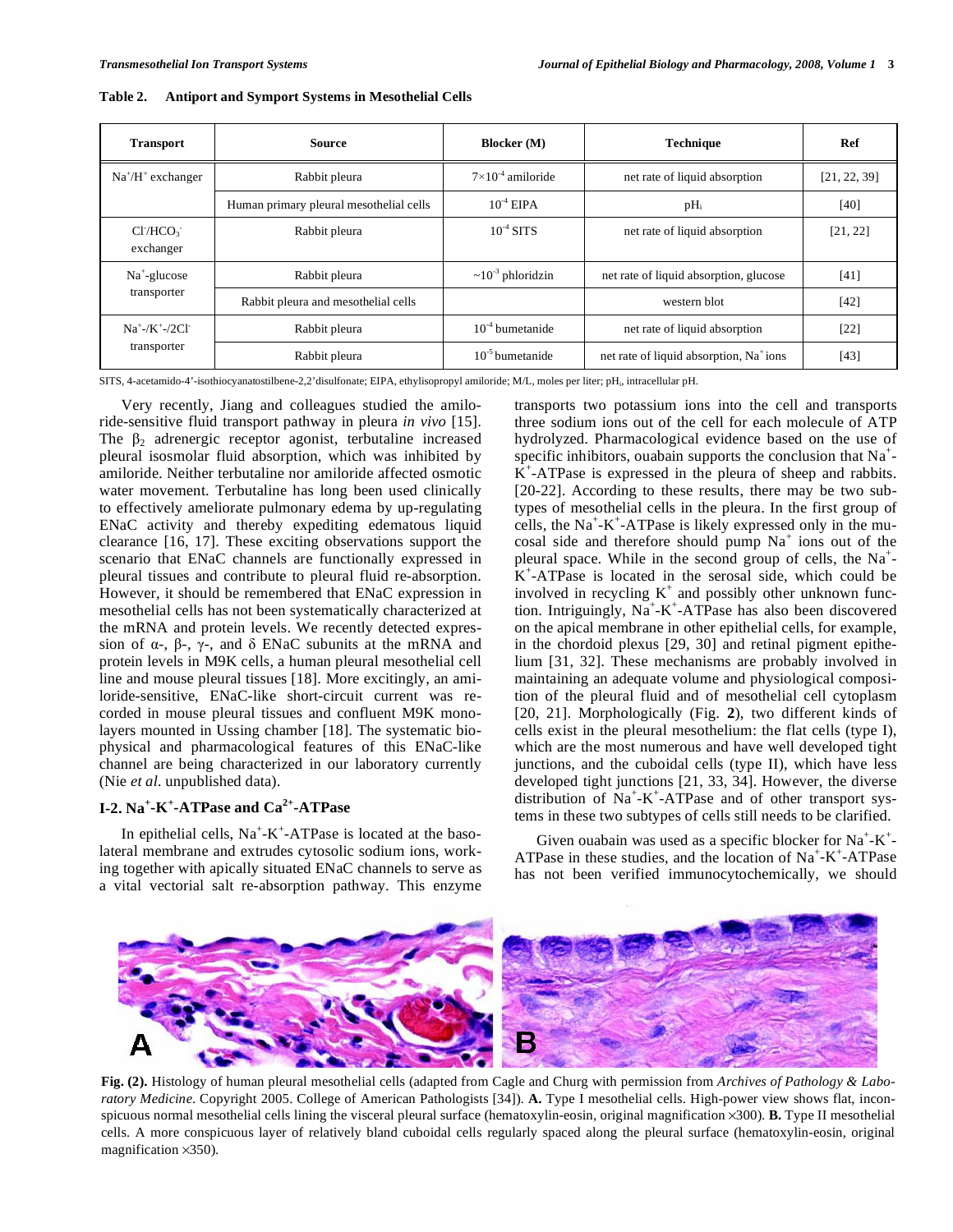**Table 2. Antiport and Symport Systems in Mesothelial Cells**

| Transport | Source | Blocker (M) | Technique | Ref |
|---|---|---|---|---|
| $Na^+/H^+$ exchanger | Rabbit pleura | $7\times10^{-4}$ amiloride | net rate of liquid absorption | [21, 22, 39] |
| | Human primary pleural mesothelial cells | $10^{-4}$ EIPA | $pH_i$ | [40] |
| $Cl^-/HCO_3^-$ exchanger | Rabbit pleura | $10^{-4}$ SITS | net rate of liquid absorption | [21, 22] |
| $Na^+$-glucose transporter | Rabbit pleura | $\sim10^{-3}$ phloridzin | net rate of liquid absorption, glucose | [41] |
| | Rabbit pleura and mesothelial cells | | western blot | [42] |
| $Na^+$-/$K^+$-/$2Cl^-$ transporter | Rabbit pleura | $10^{-4}$ bumetanide | net rate of liquid absorption | [22] |
| | Rabbit pleura | $10^{-5}$ bumetanide | net rate of liquid absorption, $Na^+$ ions | [43] |

SITS, 4-acetamido-4'-isothiocyanatostilbene-2,2'disulfonate; EIPA, ethylisopropyl amiloride; M/L, moles per liter; $pH_i$, intracellular pH.

Very recently, Jiang and colleagues studied the amiloride-sensitive fluid transport pathway in pleura *in vivo* [15]. The $\beta_2$ adrenergic receptor agonist, terbutaline increased pleural isosmolar fluid absorption, which was inhibited by amiloride. Neither terbutaline nor amiloride affected osmotic water movement. Terbutaline has long been used clinically to effectively ameliorate pulmonary edema by up-regulating ENaC activity and thereby expediting edematous liquid clearance [16, 17]. These exciting observations support the scenario that ENaC channels are functionally expressed in pleural tissues and contribute to pleural fluid re-absorption. However, it should be remembered that ENaC expression in mesothelial cells has not been systematically characterized at the mRNA and protein levels. We recently detected expression of α-, β-, γ-, and δ ENaC subunits at the mRNA and protein levels in M9K cells, a human pleural mesothelial cell line and mouse pleural tissues [18]. More excitingly, an amiloride-sensitive, ENaC-like short-circuit current was recorded in mouse pleural tissues and confluent M9K monolayers mounted in Ussing chamber [18]. The systematic biophysical and pharmacological features of this ENaC-like channel are being characterized in our laboratory currently (Nie *et al*. unpublished data).

## I-2. $Na^+$-$K^+$-ATPase and $Ca^{2+}$-ATPase

In epithelial cells, $Na^+$-$K^+$-ATPase is located at the basolateral membrane and extrudes cytosolic sodium ions, working together with apically situated ENaC channels to serve as a vital vectorial salt re-absorption pathway. This enzyme transports two potassium ions into the cell and transports three sodium ions out of the cell for each molecule of ATP hydrolyzed. Pharmacological evidence based on the use of specific inhibitors, ouabain supports the conclusion that $Na^+$-$K^+$-ATPase is expressed in the pleura of sheep and rabbits. [20-22]. According to these results, there may be two subtypes of mesothelial cells in the pleura. In the first group of cells, the $Na^+$-$K^+$-ATPase is likely expressed only in the mucosal side and therefore should pump $Na^+$ ions out of the pleural space. While in the second group of cells, the $Na^+$-$K^+$-ATPase is located in the serosal side, which could be involved in recycling $K^+$ and possibly other unknown function. Intriguingly, $Na^+$-$K^+$-ATPase has also been discovered on the apical membrane in other epithelial cells, for example, in the chordoid plexus [29, 30] and retinal pigment epithelium [31, 32]. These mechanisms are probably involved in maintaining an adequate volume and physiological composition of the pleural fluid and of mesothelial cell cytoplasm [20, 21]. Morphologically (Fig. **2**), two different kinds of cells exist in the pleural mesothelium: the flat cells (type I), which are the most numerous and have well developed tight junctions, and the cuboidal cells (type II), which have less developed tight junctions [21, 33, 34]. However, the diverse distribution of $Na^+$-$K^+$-ATPase and of other transport systems in these two subtypes of cells still needs to be clarified.

Given ouabain was used as a specific blocker for $Na^+$-$K^+$-ATPase in these studies, and the location of $Na^+$-$K^+$-ATPase has not been verified immunocytochemically, we should

**Fig. (2).** Histology of human pleural mesothelial cells (adapted from Cagle and Churg with permission from *Archives of Pathology & Laboratory Medicine*. Copyright 2005. College of American Pathologists [34]). **A.** Type I mesothelial cells. High-power view shows flat, inconspicuous normal mesothelial cells lining the visceral pleural surface (hematoxylin-eosin, original magnification ×300). **B.** Type II mesothelial cells. A more conspicuous layer of relatively bland cuboidal cells regularly spaced along the pleural surface (hematoxylin-eosin, original magnification ×350).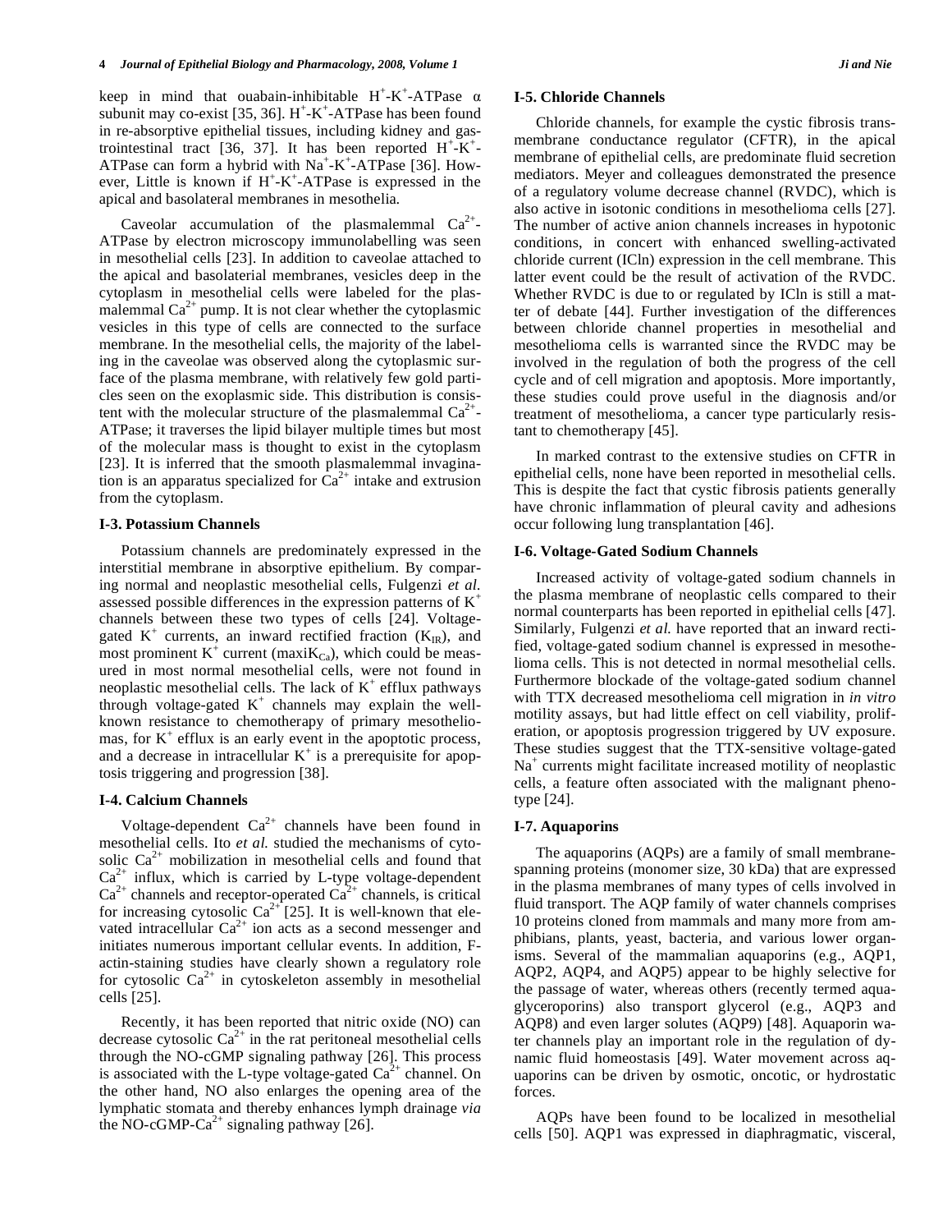keep in mind that ouabain-inhibitable $H^+$-$K^+$-ATPase α subunit may co-exist [35, 36]. $H^+$-$K^+$-ATPase has been found in re-absorptive epithelial tissues, including kidney and gastrointestinal tract [36, 37]. It has been reported $H^+$-$K^+$-ATPase can form a hybrid with $Na^+$-$K^+$-ATPase [36]. However, Little is known if $H^+$-$K^+$-ATPase is expressed in the apical and basolateral membranes in mesothelia.

Caveolar accumulation of the plasmalemmal $Ca^{2+}$-ATPase by electron microscopy immunolabelling was seen in mesothelial cells [23]. In addition to caveolae attached to the apical and basolateral membranes, vesicles deep in the cytoplasm in mesothelial cells were labeled for the plasmalemmal $Ca^{2+}$ pump. It is not clear whether the cytoplasmic vesicles in this type of cells are connected to the surface membrane. In the mesothelial cells, the majority of the labeling in the caveolae was observed along the cytoplasmic surface of the plasma membrane, with relatively few gold particles seen on the exoplasmic side. This distribution is consistent with the molecular structure of the plasmalemmal $Ca^{2+}$-ATPase; it traverses the lipid bilayer multiple times but most of the molecular mass is thought to exist in the cytoplasm [23]. It is inferred that the smooth plasmalemmal invagination is an apparatus specialized for $Ca^{2+}$ intake and extrusion from the cytoplasm.

### I-3. Potassium Channels

Potassium channels are predominately expressed in the interstitial membrane in absorptive epithelium. By comparing normal and neoplastic mesothelial cells, Fulgenzi *et al.* assessed possible differences in the expression patterns of $K^+$ channels between these two types of cells [24]. Voltage-gated $K^+$ currents, an inward rectified fraction ($K_{IR}$), and most prominent $K^+$ current (maxi$K_{Ca}$), which could be measured in most normal mesothelial cells, were not found in neoplastic mesothelial cells. The lack of $K^+$ efflux pathways through voltage-gated $K^+$ channels may explain the well-known resistance to chemotherapy of primary mesotheliomas, for $K^+$ efflux is an early event in the apoptotic process, and a decrease in intracellular $K^+$ is a prerequisite for apoptosis triggering and progression [38].

### I-4. Calcium Channels

Voltage-dependent $Ca^{2+}$ channels have been found in mesothelial cells. Ito *et al.* studied the mechanisms of cytosolic $Ca^{2+}$ mobilization in mesothelial cells and found that $Ca^{2+}$ influx, which is carried by L-type voltage-dependent $Ca^{2+}$ channels and receptor-operated $Ca^{2+}$ channels, is critical for increasing cytosolic $Ca^{2+}$ [25]. It is well-known that elevated intracellular $Ca^{2+}$ ion acts as a second messenger and initiates numerous important cellular events. In addition, F-actin-staining studies have clearly shown a regulatory role for cytosolic $Ca^{2+}$ in cytoskeleton assembly in mesothelial cells [25].

Recently, it has been reported that nitric oxide (NO) can decrease cytosolic $Ca^{2+}$ in the rat peritoneal mesothelial cells through the NO-cGMP signaling pathway [26]. This process is associated with the L-type voltage-gated $Ca^{2+}$ channel. On the other hand, NO also enlarges the opening area of the lymphatic stomata and thereby enhances lymph drainage *via* the NO-cGMP-$Ca^{2+}$ signaling pathway [26].

### I-5. Chloride Channels

Chloride channels, for example the cystic fibrosis transmembrane conductance regulator (CFTR), in the apical membrane of epithelial cells, are predominate fluid secretion mediators. Meyer and colleagues demonstrated the presence of a regulatory volume decrease channel (RVDC), which is also active in isotonic conditions in mesothelioma cells [27]. The number of active anion channels increases in hypotonic conditions, in concert with enhanced swelling-activated chloride current (ICln) expression in the cell membrane. This latter event could be the result of activation of the RVDC. Whether RVDC is due to or regulated by ICln is still a matter of debate [44]. Further investigation of the differences between chloride channel properties in mesothelial and mesothelioma cells is warranted since the RVDC may be involved in the regulation of both the progress of the cell cycle and of cell migration and apoptosis. More importantly, these studies could prove useful in the diagnosis and/or treatment of mesothelioma, a cancer type particularly resistant to chemotherapy [45].

In marked contrast to the extensive studies on CFTR in epithelial cells, none have been reported in mesothelial cells. This is despite the fact that cystic fibrosis patients generally have chronic inflammation of pleural cavity and adhesions occur following lung transplantation [46].

### I-6. Voltage-Gated Sodium Channels

Increased activity of voltage-gated sodium channels in the plasma membrane of neoplastic cells compared to their normal counterparts has been reported in epithelial cells [47]. Similarly, Fulgenzi *et al.* have reported that an inward rectified, voltage-gated sodium channel is expressed in mesothelioma cells. This is not detected in normal mesothelial cells. Furthermore blockade of the voltage-gated sodium channel with TTX decreased mesothelioma cell migration in *in vitro* motility assays, but had little effect on cell viability, proliferation, or apoptosis progression triggered by UV exposure. These studies suggest that the TTX-sensitive voltage-gated $Na^+$ currents might facilitate increased motility of neoplastic cells, a feature often associated with the malignant phenotype [24].

### I-7. Aquaporins

The aquaporins (AQPs) are a family of small membrane-spanning proteins (monomer size, 30 kDa) that are expressed in the plasma membranes of many types of cells involved in fluid transport. The AQP family of water channels comprises 10 proteins cloned from mammals and many more from amphibians, plants, yeast, bacteria, and various lower organisms. Several of the mammalian aquaporins (e.g., AQP1, AQP2, AQP4, and AQP5) appear to be highly selective for the passage of water, whereas others (recently termed aquaglyceroporins) also transport glycerol (e.g., AQP3 and AQP8) and even larger solutes (AQP9) [48]. Aquaporin water channels play an important role in the regulation of dynamic fluid homeostasis [49]. Water movement across aquaporins can be driven by osmotic, oncotic, or hydrostatic forces.

AQPs have been found to be localized in mesothelial cells [50]. AQP1 was expressed in diaphragmatic, visceral,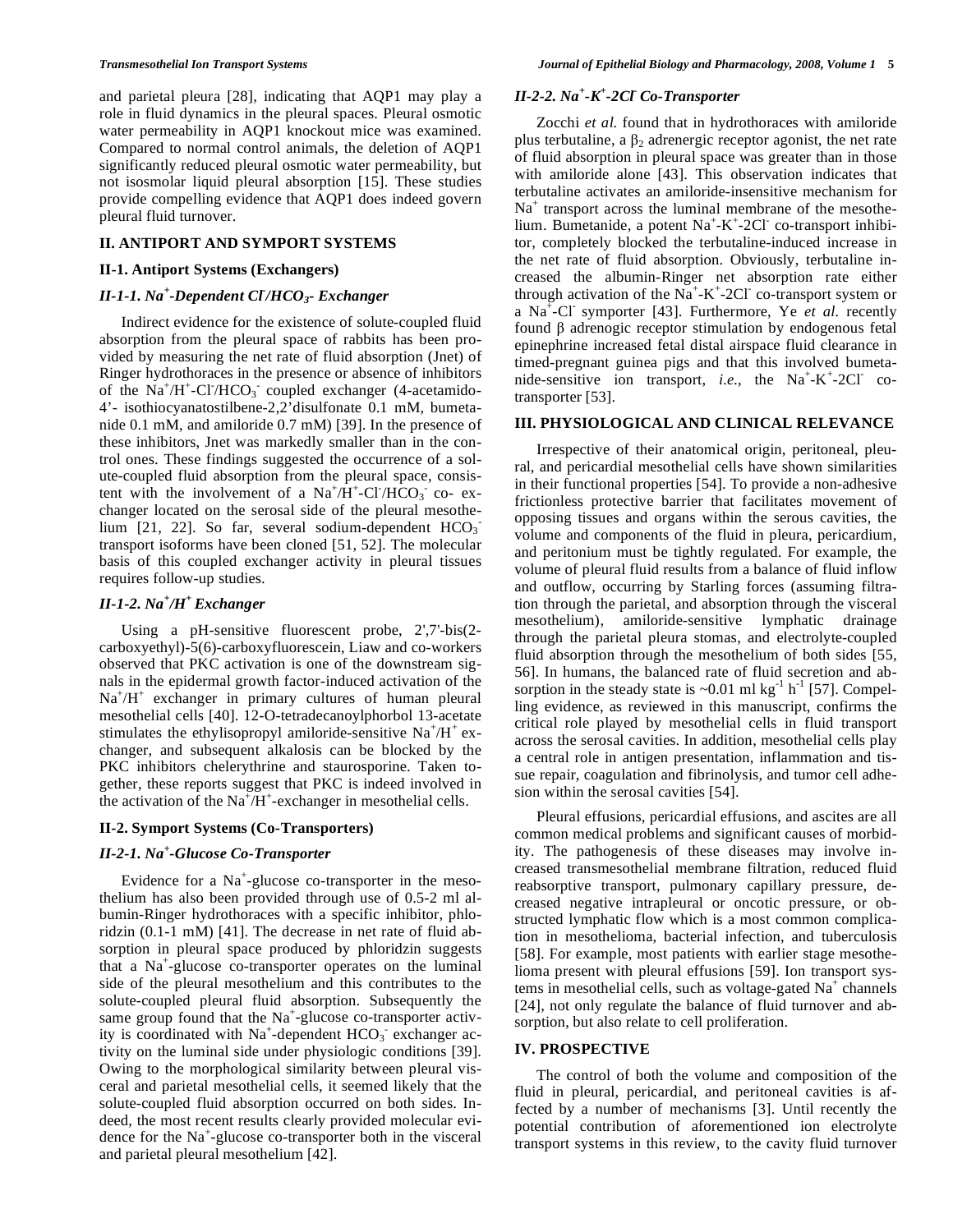and parietal pleura [28], indicating that AQP1 may play a role in fluid dynamics in the pleural spaces. Pleural osmotic water permeability in AQP1 knockout mice was examined. Compared to normal control animals, the deletion of AQP1 significantly reduced pleural osmotic water permeability, but not isosmolar liquid pleural absorption [15]. These studies provide compelling evidence that AQP1 does indeed govern pleural fluid turnover.

## II. ANTIPORT AND SYMPORT SYSTEMS

### II-1. Antiport Systems (Exchangers)

#### *II-1-1. $Na^+$-Dependent $Cl^-/HCO_3^-$ Exchanger*

Indirect evidence for the existence of solute-coupled fluid absorption from the pleural space of rabbits has been provided by measuring the net rate of fluid absorption (Jnet) of Ringer hydrothoraces in the presence or absence of inhibitors of the $Na^+/H^+$-$Cl^-/HCO_3^-$ coupled exchanger (4-acetamido-4'- isothiocyanatostilbene-2,2'disulfonate 0.1 mM, bumetanide 0.1 mM, and amiloride 0.7 mM) [39]. In the presence of these inhibitors, Jnet was markedly smaller than in the control ones. These findings suggested the occurrence of a solute-coupled fluid absorption from the pleural space, consistent with the involvement of a $Na^+/H^+$-$Cl^-/HCO_3^-$ co- exchanger located on the serosal side of the pleural mesothelium [21, 22]. So far, several sodium-dependent $HCO_3^-$ transport isoforms have been cloned [51, 52]. The molecular basis of this coupled exchanger activity in pleural tissues requires follow-up studies.

#### *II-1-2. $Na^+/H^+$ Exchanger*

Using a pH-sensitive fluorescent probe, 2',7'-bis(2-carboxyethyl)-5(6)-carboxyfluorescein, Liaw and co-workers observed that PKC activation is one of the downstream signals in the epidermal growth factor-induced activation of the $Na^+/H^+$ exchanger in primary cultures of human pleural mesothelial cells [40]. 12-O-tetradecanoylphorbol 13-acetate stimulates the ethylisopropyl amiloride-sensitive $Na^+/H^+$ exchanger, and subsequent alkalosis can be blocked by the PKC inhibitors chelerythrine and staurosporine. Taken together, these reports suggest that PKC is indeed involved in the activation of the $Na^+/H^+$-exchanger in mesothelial cells.

### II-2. Symport Systems (Co-Transporters)

#### *II-2-1. $Na^+$-Glucose Co-Transporter*

Evidence for a $Na^+$-glucose co-transporter in the mesothelium has also been provided through use of 0.5-2 ml albumin-Ringer hydrothoraces with a specific inhibitor, phloridzin (0.1-1 mM) [41]. The decrease in net rate of fluid absorption in pleural space produced by phloridzin suggests that a $Na^+$-glucose co-transporter operates on the luminal side of the pleural mesothelium and this contributes to the solute-coupled pleural fluid absorption. Subsequently the same group found that the $Na^+$-glucose co-transporter activity is coordinated with $Na^+$-dependent $HCO_3^-$ exchanger activity on the luminal side under physiologic conditions [39]. Owing to the morphological similarity between pleural visceral and parietal mesothelial cells, it seemed likely that the solute-coupled fluid absorption occurred on both sides. Indeed, the most recent results clearly provided molecular evidence for the $Na^+$-glucose co-transporter both in the visceral and parietal pleural mesothelium [42].

#### *II-2-2. $Na^+$-$K^+$-$2Cl^-$ Co-Transporter*

Zocchi *et al.* found that in hydrothoraces with amiloride plus terbutaline, a $\beta_2$ adrenergic receptor agonist, the net rate of fluid absorption in pleural space was greater than in those with amiloride alone [43]. This observation indicates that terbutaline activates an amiloride-insensitive mechanism for $Na^+$ transport across the luminal membrane of the mesothelium. Bumetanide, a potent $Na^+$-$K^+$-$2Cl^-$ co-transport inhibitor, completely blocked the terbutaline-induced increase in the net rate of fluid absorption. Obviously, terbutaline increased the albumin-Ringer net absorption rate either through activation of the $Na^+$-$K^+$-$2Cl^-$ co-transport system or a $Na^+$-$Cl^-$ symporter [43]. Furthermore, Ye *et al.* recently found β adrenergic receptor stimulation by endogenous fetal epinephrine increased fetal distal airspace fluid clearance in timed-pregnant guinea pigs and that this involved bumetanide-sensitive ion transport, *i.e.*, the $Na^+$-$K^+$-$2Cl^-$ co-transporter [53].

## III. PHYSIOLOGICAL AND CLINICAL RELEVANCE

Irrespective of their anatomical origin, peritoneal, pleural, and pericardial mesothelial cells have shown similarities in their functional properties [54]. To provide a non-adhesive frictionless protective barrier that facilitates movement of opposing tissues and organs within the serous cavities, the volume and components of the fluid in pleura, pericardium, and peritonium must be tightly regulated. For example, the volume of pleural fluid results from a balance of fluid inflow and outflow, occurring by Starling forces (assuming filtration through the parietal, and absorption through the visceral mesothelium), amiloride-sensitive lymphatic drainage through the parietal pleura stomas, and electrolyte-coupled fluid absorption through the mesothelium of both sides [55, 56]. In humans, the balanced rate of fluid secretion and absorption in the steady state is ~0.01 ml $kg^{-1}$ $h^{-1}$ [57]. Compelling evidence, as reviewed in this manuscript, confirms the critical role played by mesothelial cells in fluid transport across the serosal cavities. In addition, mesothelial cells play a central role in antigen presentation, inflammation and tissue repair, coagulation and fibrinolysis, and tumor cell adhesion within the serosal cavities [54].

Pleural effusions, pericardial effusions, and ascites are all common medical problems and significant causes of morbidity. The pathogenesis of these diseases may involve increased transmesothelial membrane filtration, reduced fluid reabsorptive transport, pulmonary capillary pressure, decreased negative intrapleural or oncotic pressure, or obstructed lymphatic flow which is a most common complication in mesothelioma, bacterial infection, and tuberculosis [58]. For example, most patients with earlier stage mesothelioma present with pleural effusions [59]. Ion transport systems in mesothelial cells, such as voltage-gated $Na^+$ channels [24], not only regulate the balance of fluid turnover and absorption, but also relate to cell proliferation.

## IV. PROSPECTIVE

The control of both the volume and composition of the fluid in pleural, pericardial, and peritoneal cavities is affected by a number of mechanisms [3]. Until recently the potential contribution of aforementioned ion electrolyte transport systems in this review, to the cavity fluid turnover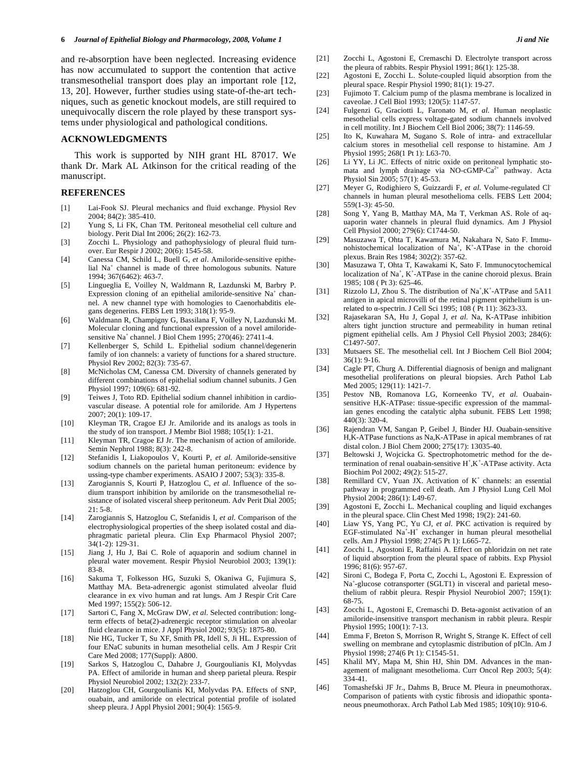and re-absorption have been neglected. Increasing evidence has now accumulated to support the contention that active transmesothelial transport does play an important role [12, 13, 20]. However, further studies using state-of-the-art techniques, such as genetic knockout models, are still required to unequivocally discern the role played by these transport systems under physiological and pathological conditions.

## ACKNOWLEDGMENTS

This work is supported by NIH grant HL 87017. We thank Dr. Mark AL Atkinson for the critical reading of the manuscript.

## REFERENCES

[1] Lai-Fook SJ. Pleural mechanics and fluid exchange. Physiol Rev 2004; 84(2): 385-410.

[2] Yung S, Li FK, Chan TM. Peritoneal mesothelial cell culture and biology. Perit Dial Int 2006; 26(2): 162-73.

[3] Zocchi L. Physiology and pathophysiology of pleural fluid turnover. Eur Respir J 2002; 20(6): 1545-58.

[4] Canessa CM, Schild L, Buell G, *et al*. Amiloride-sensitive epithelial $Na^+$ channel is made of three homologous subunits. Nature 1994; 367(6462): 463-7.

[5] Lingueglia E, Voilley N, Waldmann R, Lazdunski M, Barbry P. Expression cloning of an epithelial amiloride-sensitive $Na^+$ channel. A new channel type with homologies to Caenorhabditis elegans degenerins. FEBS Lett 1993; 318(1): 95-9.

[6] Waldmann R, Champigny G, Bassilana F, Voilley N, Lazdunski M. Molecular cloning and functional expression of a novel amiloride-sensitive $Na^+$ channel. J Biol Chem 1995; 270(46): 27411-4.

[7] Kellenberger S, Schild L. Epithelial sodium channel/degenerin family of ion channels: a variety of functions for a shared structure. Physiol Rev 2002; 82(3): 735-67.

[8] McNicholas CM, Canessa CM. Diversity of channels generated by different combinations of epithelial sodium channel subunits. J Gen Physiol 1997; 109(6): 681-92.

[9] Teiwes J, Toto RD. Epithelial sodium channel inhibition in cardiovascular disease. A potential role for amiloride. Am J Hypertens 2007; 20(1): 109-17.

[10] Kleyman TR, Cragoe EJ Jr. Amiloride and its analogs as tools in the study of ion transport. J Membr Biol 1988; 105(1): 1-21.

[11] Kleyman TR, Cragoe EJ Jr. The mechanism of action of amiloride. Semin Nephrol 1988; 8(3): 242-8.

[12] Stefanidis I, Liakopoulos V, Kourti P, *et al*. Amiloride-sensitive sodium channels on the parietal human peritoneum: evidence by ussing-type chamber experiments. ASAIO J 2007; 53(3): 335-8.

[13] Zarogiannis S, Kourti P, Hatzoglou C, *et al*. Influence of the sodium transport inhibition by amiloride on the transmesothelial resistance of isolated visceral sheep peritoneum. Adv Perit Dial 2005; 21: 5-8.

[14] Zarogiannis S, Hatzoglou C, Stefanidis I, *et al*. Comparison of the electrophysiological properties of the sheep isolated costal and diaphragmatic parietal pleura. Clin Exp Pharmacol Physiol 2007; 34(1-2): 129-31.

[15] Jiang J, Hu J, Bai C. Role of aquaporin and sodium channel in pleural water movement. Respir Physiol Neurobiol 2003; 139(1): 83-8.

[16] Sakuma T, Folkesson HG, Suzuki S, Okaniwa G, Fujimura S, Matthay MA. Beta-adrenergic agonist stimulated alveolar fluid clearance in ex vivo human and rat lungs. Am J Respir Crit Care Med 1997; 155(2): 506-12.

[17] Sartori C, Fang X, McGraw DW, *et al*. Selected contribution: long-term effects of beta(2)-adrenergic receptor stimulation on alveolar fluid clearance in mice. J Appl Physiol 2002; 93(5): 1875-80.

[18] Nie HG, Tucker T, Su XF, Smith PR, Idell S, Ji HL. Expression of four ENaC subunits in human mesothelial cells. Am J Respir Crit Care Med 2008; 177(Suppl): A800.

[19] Sarkos S, Hatzoglou C, Dahabre J, Gourgoulianis KI, Molyvdas PA. Effect of amiloride in human and sheep parietal pleura. Respir Physiol Neurobiol 2002; 132(2): 233-7.

[20] Hatzoglou CH, Gourgoulianis KI, Molyvdas PA. Effects of SNP, ouabain, and amiloride on electrical potential profile of isolated sheep pleura. J Appl Physiol 2001; 90(4): 1565-9.

[21] Zocchi L, Agostoni E, Cremaschi D. Electrolyte transport across the pleura of rabbits. Respir Physiol 1991; 86(1): 125-38.

[22] Agostoni E, Zocchi L. Solute-coupled liquid absorption from the pleural space. Respir Physiol 1990; 81(1): 19-27.

[23] Fujimoto T. Calcium pump of the plasma membrane is localized in caveolae. J Cell Biol 1993; 120(5): 1147-57.

[24] Fulgenzi G, Graciotti L, Faronato M, *et al*. Human neoplastic mesothelial cells express voltage-gated sodium channels involved in cell motility. Int J Biochem Cell Biol 2006; 38(7): 1146-59.

[25] Ito K, Kuwahara M, Sugano S. Role of intra- and extracellular calcium stores in mesothelial cell response to histamine. Am J Physiol 1995; 268(1 Pt 1): L63-70.

[26] Li YY, Li JC. Effects of nitric oxide on peritoneal lymphatic stomata and lymph drainage via NO-cGMP-$Ca^{2+}$ pathway. Acta Physiol Sin 2005; 57(1): 45-53.

[27] Meyer G, Rodighiero S, Guizzardi F, *et al*. Volume-regulated $Cl^-$ channels in human pleural mesothelioma cells. FEBS Lett 2004; 559(1-3): 45-50.

[28] Song Y, Yang B, Matthay MA, Ma T, Verkman AS. Role of aquaporin water channels in pleural fluid dynamics. Am J Physiol Cell Physiol 2000; 279(6): C1744-50.

[29] Masuzawa T, Ohta T, Kawamura M, Nakahara N, Sato F. Immunohistochemical localization of $Na^+$, $K^+$-ATPase in the choroid plexus. Brain Res 1984; 302(2): 357-62.

[30] Masuzawa T, Ohta T, Kawakami K, Sato F. Immunocytochemical localization of $Na^+$, $K^+$-ATPase in the canine choroid plexus. Brain 1985; 108 ( Pt 3): 625-46.

[31] Rizzolo LJ, Zhou S. The distribution of $Na^+$,$K^+$-ATPase and 5A11 antigen in apical microvilli of the retinal pigment epithelium is unrelated to α-spectrin. J Cell Sci 1995; 108 ( Pt 11): 3623-33.

[32] Rajasekaran SA, Hu J, Gopal J, *et al*. Na, K-ATPase inhibition alters tight junction structure and permeability in human retinal pigment epithelial cells. Am J Physiol Cell Physiol 2003; 284(6): C1497-507.

[33] Mutsaers SE. The mesothelial cell. Int J Biochem Cell Biol 2004; 36(1): 9-16.

[34] Cagle PT, Churg A. Differential diagnosis of benign and malignant mesothelial proliferations on pleural biopsies. Arch Pathol Lab Med 2005; 129(11): 1421-7.

[35] Pestov NB, Romanova LG, Korneenko TV, *et al*. Ouabain-sensitive H,K-ATPase: tissue-specific expression of the mammalian genes encoding the catalytic alpha subunit. FEBS Lett 1998; 440(3): 320-4.

[36] Rajendran VM, Sangan P, Geibel J, Binder HJ. Ouabain-sensitive H,K-ATPase functions as Na,K-ATPase in apical membranes of rat distal colon. J Biol Chem 2000; 275(17): 13035-40.

[37] Beltowski J, Wojcicka G. Spectrophotometric method for the determination of renal ouabain-sensitive $H^+$,$K^+$-ATPase activity. Acta Biochim Pol 2002; 49(2): 515-27.

[38] Remillard CV, Yuan JX. Activation of $K^+$ channels: an essential pathway in programmed cell death. Am J Physiol Lung Cell Mol Physiol 2004; 286(1): L49-67.

[39] Agostoni E, Zocchi L. Mechanical coupling and liquid exchanges in the pleural space. Clin Chest Med 1998; 19(2): 241-60.

[40] Liaw YS, Yang PC, Yu CJ, *et al*. PKC activation is required by EGF-stimulated $Na^+$-$H^+$ exchanger in human pleural mesothelial cells. Am J Physiol 1998; 274(5 Pt 1): L665-72.

[41] Zocchi L, Agostoni E, Raffaini A. Effect on phloridzin on net rate of liquid absorption from the pleural space of rabbits. Exp Physiol 1996; 81(6): 957-67.

[42] Sironi C, Bodega F, Porta C, Zocchi L, Agostoni E. Expression of $Na^+$-glucose cotransporter (SGLT1) in visceral and parietal mesothelium of rabbit pleura. Respir Physiol Neurobiol 2007; 159(1): 68-75.

[43] Zocchi L, Agostoni E, Cremaschi D. Beta-agonist activation of an amiloride-insensitive transport mechanism in rabbit pleura. Respir Physiol 1995; 100(1): 7-13.

[44] Emma F, Breton S, Morrison R, Wright S, Strange K. Effect of cell swelling on membrane and cytoplasmic distribution of pICln. Am J Physiol 1998; 274(6 Pt 1): C1545-51.

[45] Khalil MY, Mapa M, Shin HJ, Shin DM. Advances in the management of malignant mesothelioma. Curr Oncol Rep 2003; 5(4): 334-41.

[46] Tomashefski JF Jr., Dahms B, Bruce M. Pleura in pneumothorax. Comparison of patients with cystic fibrosis and idiopathic spontaneous pneumothorax. Arch Pathol Lab Med 1985; 109(10): 910-6.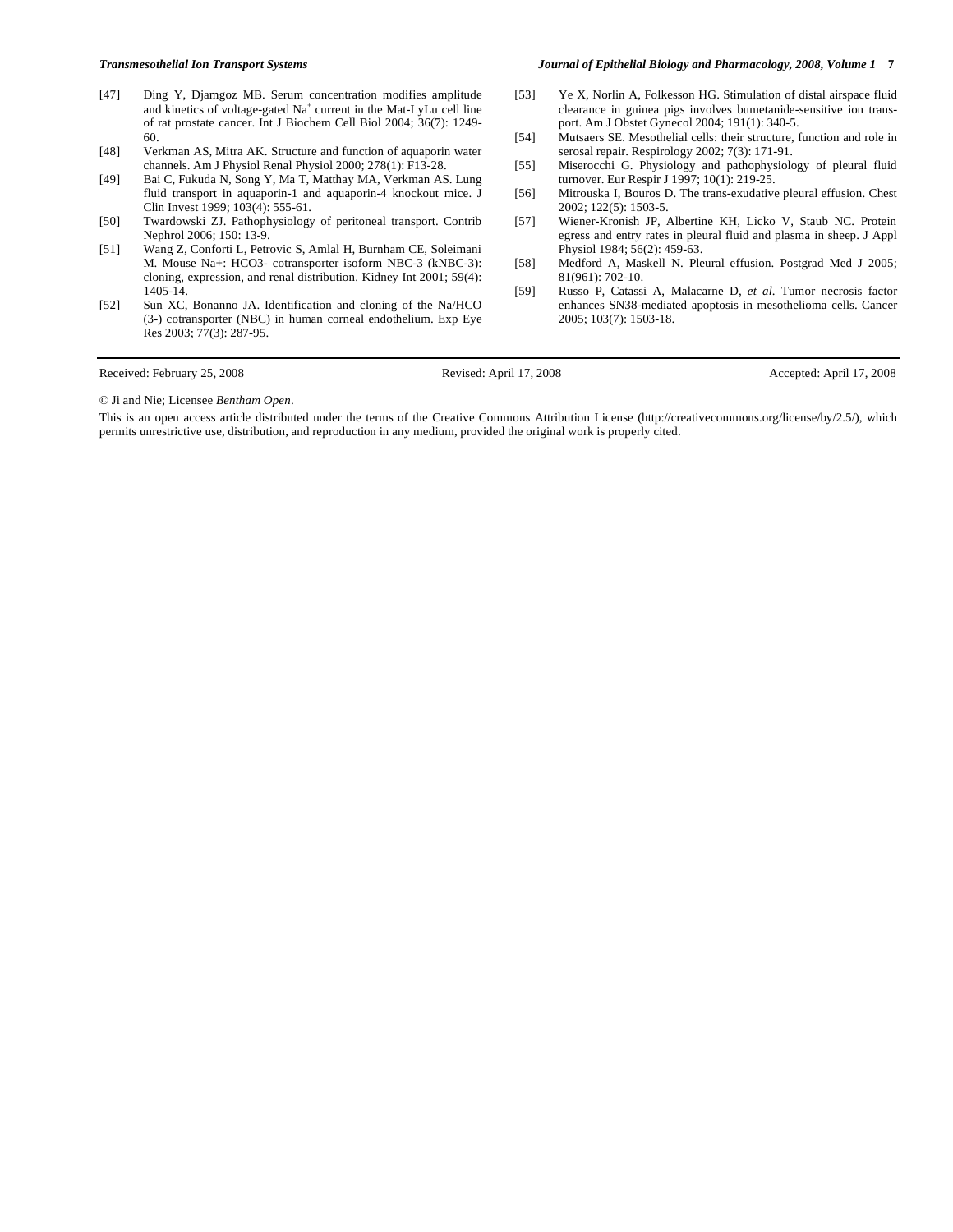[47] Ding Y, Djamgoz MB. Serum concentration modifies amplitude and kinetics of voltage-gated $Na^+$ current in the Mat-LyLu cell line of rat prostate cancer. Int J Biochem Cell Biol 2004; 36(7): 1249-60.

[48] Verkman AS, Mitra AK. Structure and function of aquaporin water channels. Am J Physiol Renal Physiol 2000; 278(1): F13-28.

[49] Bai C, Fukuda N, Song Y, Ma T, Matthay MA, Verkman AS. Lung fluid transport in aquaporin-1 and aquaporin-4 knockout mice. J Clin Invest 1999; 103(4): 555-61.

[50] Twardowski ZJ. Pathophysiology of peritoneal transport. Contrib Nephrol 2006; 150: 13-9.

[51] Wang Z, Conforti L, Petrovic S, Amlal H, Burnham CE, Soleimani M. Mouse Na+: HCO3- cotransporter isoform NBC-3 (kNBC-3): cloning, expression, and renal distribution. Kidney Int 2001; 59(4): 1405-14.

[52] Sun XC, Bonanno JA. Identification and cloning of the Na/HCO (3-) cotransporter (NBC) in human corneal endothelium. Exp Eye Res 2003; 77(3): 287-95.

[53] Ye X, Norlin A, Folkesson HG. Stimulation of distal airspace fluid clearance in guinea pigs involves bumetanide-sensitive ion transport. Am J Obstet Gynecol 2004; 191(1): 340-5.

[54] Mutsaers SE. Mesothelial cells: their structure, function and role in serosal repair. Respirology 2002; 7(3): 171-91.

[55] Miserocchi G. Physiology and pathophysiology of pleural fluid turnover. Eur Respir J 1997; 10(1): 219-25.

[56] Mitrouska I, Bouros D. The trans-exudative pleural effusion. Chest 2002; 122(5): 1503-5.

[57] Wiener-Kronish JP, Albertine KH, Licko V, Staub NC. Protein egress and entry rates in pleural fluid and plasma in sheep. J Appl Physiol 1984; 56(2): 459-63.

[58] Medford A, Maskell N. Pleural effusion. Postgrad Med J 2005; 81(961): 702-10.

[59] Russo P, Catassi A, Malacarne D, *et al*. Tumor necrosis factor enhances SN38-mediated apoptosis in mesothelioma cells. Cancer 2005; 103(7): 1503-18.

Received: February 25, 2008 Revised: April 17, 2008 Accepted: April 17, 2008

© Ji and Nie; Licensee *Bentham Open*.

This is an open access article distributed under the terms of the Creative Commons Attribution License (http://creativecommons.org/license/by/2.5/), which permits unrestrictive use, distribution, and reproduction in any medium, provided the original work is properly cited.